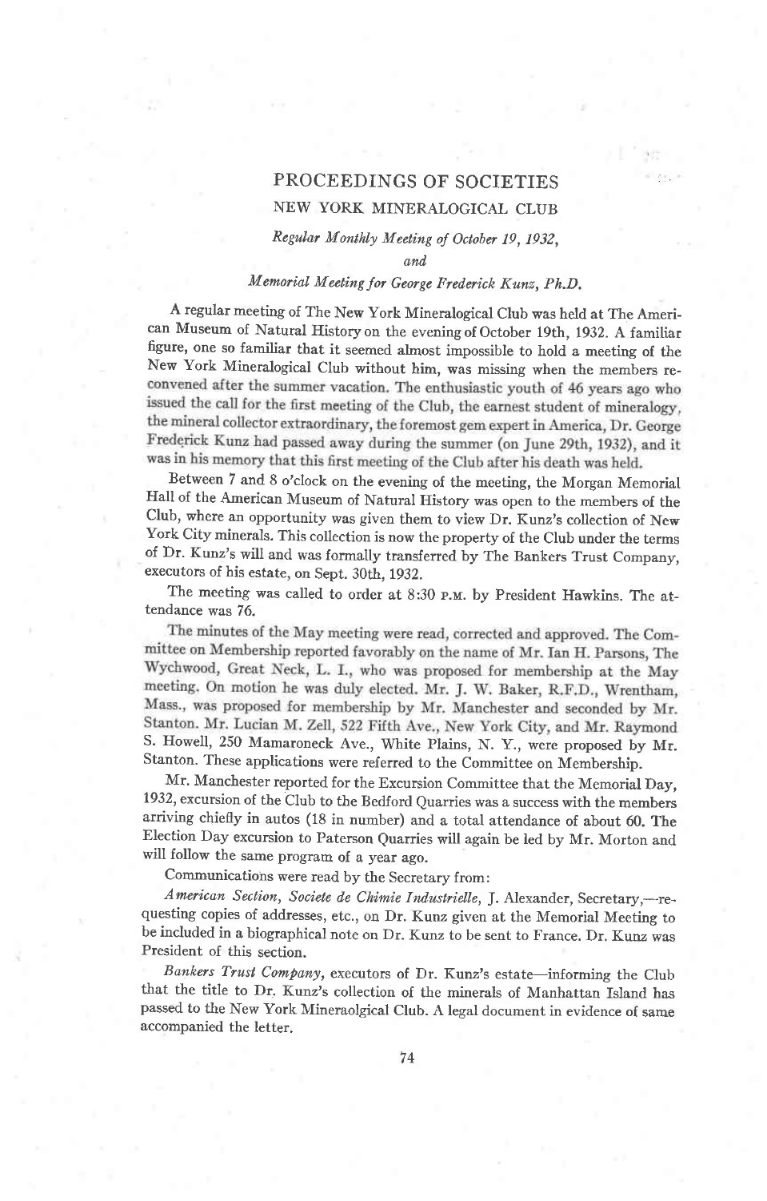# PROCEEDINGS OF SOCIETIES

## NEW YORK MINERALOGICAL CLUB

*Regular Monthly Meeting of October 19, 1932,*

*and*

*Memorial Meeting for George Frederick Kunz, Ph.D.*

A regular meeting of The New York Mineralogical Club was held at The American Museum of Natural History on the evening of October 19th, 1932. A familiar figure, one so familiar that it seemed almost impossible to hold a meeting of the New York Mineralogical Club without him, was missing when the members reconvened after the summer vacation. The enthusiastic youth of 46 years ago who issued the call for the first meeting of the Club, the earnest student of mineralogy, the mineral collector extraordinary, the foremost gem expert in America, Dr. George Frederick Kunz had passed away during the summer (on June 29th, 1932), and it was in his memory that this first meeting of the Club after his death was held.

Between 7 and 8 o'clock on the evening of the meeting, the Morgan Memorial Hall of the American Museum of Natural History was open to the members of the Club, where an opportunity was given them to view Dr. Kunz's collection of New York City minerals. This collection is now the property of the Club under the terms of Dr. Kunz's will and was formally transferred by The Bankers Trust Company, executors of his estate, on Sept. 30th, 1932.

The meeting was called to order at 8:30 P.M. by President Hawkins. The attendance was 76.

The minutes of the May meeting were read, corrected and approved. The Committee on Membership reported favorably on the name of Mr. Ian H. Parsons, The Wychwood, Great Neck, L. I., who was proposed for membership at the May meeting. On motion he was duly elected. Mr. J. W. Baker, R.F.D., Wrentham, Mass., was proposed for membership by Mr. Manchester and seconded by Mr. Stanton. Mr. Lucian M. Zell, 522 Fifth Ave., New York City, and Mr. Raymond S. Howell, 250 Mamaroneck Ave., White Plains, N. Y., were proposed by Mr. Stanton. These applications were referred to the Committee on Membership.

Mr. Manchester reported for the Excursion Committee that the Memorial Day, 1932, excursion of the Club to the Bedford Quarries was a success with the members arriving chiefly in autos (18 in number) and a total attendance of about 60. The Election Day excursion to Paterson Quarries will again be led by Mr. Morton and will follow the same program of a year ago.

Communications were read by the Secretary from:

*American Section, Societe de Chimie Industrielle*, J. Alexander, Secretary,—requesting copies of addresses, etc., on Dr. Kunz given at the Memorial Meeting to be included in a biographical note on Dr. Kunz to be sent to France. Dr. Kunz was President of this section.

*Bankers Trust Company*, executors of Dr. Kunz's estate—informing the Club that the title to Dr. Kunz's collection of the minerals of Manhattan Island has passed to the New York Mineraolgical Club. A legal document in evidence of same accompanied the letter.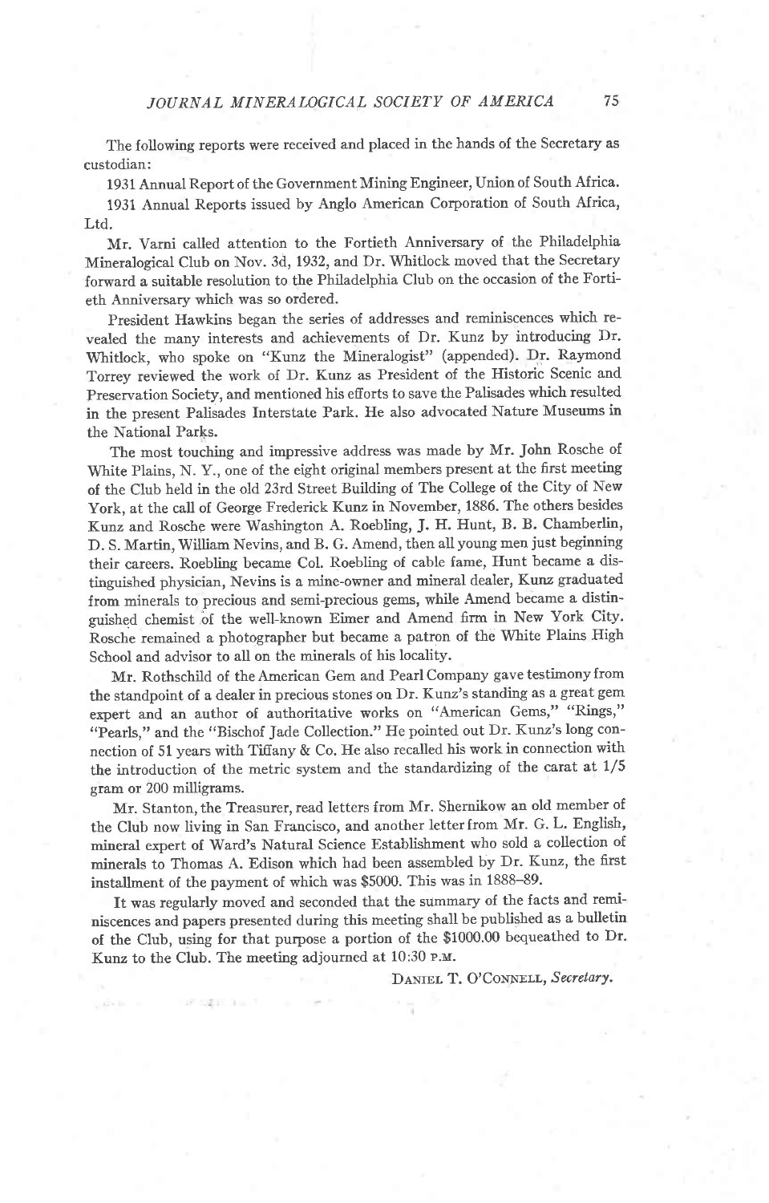The following reports were received and placed in the hands of the Secretary as custodian:

1931 Annual Report of the Government Mining Engineer, Union of South Africa.

1931 Annual Reports issued by Anglo American Corporation of South Africa, Ltd.

Mr. Varni called attention to the Fortieth Anniversary of the Philadelphia Mineralogical Club on Nov. 3d, 1932, and Dr. Whitlock moved that the Secretary forward a suitable resolution to the Philadelphia Club on the occasion of the Fortieth Anniversary which was so ordered.

President Hawkins began the series of addresses and reminiscences which revealed the many interests and achievements of Dr. Kunz by introducing Dr. Whitlock, who spoke on "Kunz the Mineralogist" (appended). Dr. Raymond Torrey reviewed the work of Dr. Kunz as President of the Historic Scenic and Preservation Society, and mentioned his efforts to save the Palisades which resulted in the present Palisades Interstate Park. He also advocated Nature Museums in the National Parks.

The most touching and impressive address was made by Mr. John Rosche of White Plains, N. Y., one of the eight original members present at the first meeting of the Club held in the old 23rd Street Building of The College of the City of New York, at the call of George Frederick Kunz in November, 1886. The others besides Kunz and Rosche were Washington A. Roebling, J. H. Hunt, B. B. Chamberlin, D. S. Martin, William Nevins, and B. G. Amend, then all young men just beginning their careers. Roebling became Col. Roebling of cable fame, Hunt became a distinguished physician, Nevins is a mine-owner and mineral dealer, Kunz graduated from minerals to precious and semi-precious gems, while Amend became a distinguished chemist of the well-known Eimer and Amend firm in New York City. Rosche remained a photographer but became a patron of the White Plains High School and advisor to all on the minerals of his locality.

Mr. Rothschild of the American Gem and Pearl Company gave testimony from the standpoint of a dealer in precious stones on Dr. Kunz's standing as a great gem expert and an author of authoritative works on "American Gems," "Rings," "Pearls," and the "Bischof Jade Collection." He pointed out Dr. Kunz's long connection of 51 years with Tiffany & Co. He also recalled his work in connection with the introduction of the metric system and the standardizing of the carat at 1/5 gram or 200 milligrams.

Mr. Stanton, the Treasurer, read letters from Mr. Shernikow an old member of the Club now living in San Francisco, and another letter from Mr. G. L. English, mineral expert of Ward's Natural Science Establishment who sold a collection of minerals to Thomas A. Edison which had been assembled by Dr. Kunz, the first installment of the payment of which was $5000. This was in 1888–89.

It was regularly moved and seconded that the summary of the facts and reminiscences and papers presented during this meeting shall be published as a bulletin of the Club, using for that purpose a portion of the $1000.00 bequeathed to Dr. Kunz to the Club. The meeting adjourned at 10:30 P.M.

DANIEL T. O'CONNELL, *Secretary.*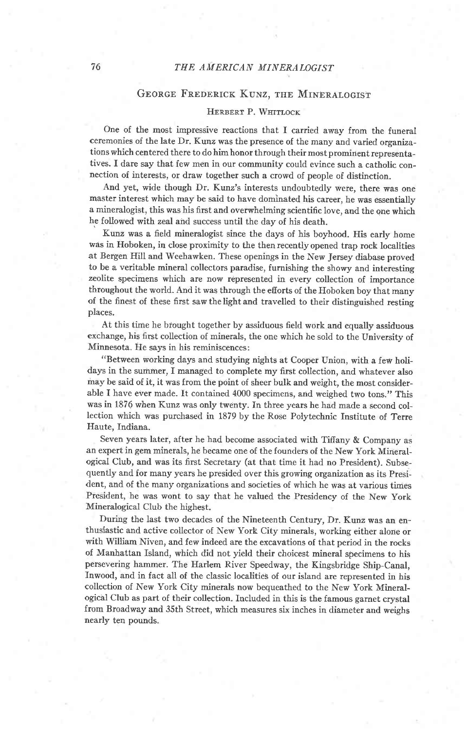## George Frederick Kunz, the Mineralogist

Herbert P. Whitlock

One of the most impressive reactions that I carried away from the funeral ceremonies of the late Dr. Kunz was the presence of the many and varied organizations which centered there to do him honor through their most prominent representatives. I dare say that few men in our community could evince such a catholic connection of interests, or draw together such a crowd of people of distinction.

And yet, wide though Dr. Kunz's interests undoubtedly were, there was one master interest which may be said to have dominated his career, he was essentially a mineralogist, this was his first and overwhelming scientific love, and the one which he followed with zeal and success until the day of his death.

Kunz was a field mineralogist since the days of his boyhood. His early home was in Hoboken, in close proximity to the then recently opened trap rock localities at Bergen Hill and Weehawken. These openings in the New Jersey diabase proved to be a veritable mineral collectors paradise, furnishing the showy and interesting zeolite specimens which are now represented in every collection of importance throughout the world. And it was through the efforts of the Hoboken boy that many of the finest of these first saw the light and travelled to their distinguished resting places.

At this time he brought together by assiduous field work and equally assiduous exchange, his first collection of minerals, the one which he sold to the University of Minnesota. He says in his reminiscences:

"Between working days and studying nights at Cooper Union, with a few holidays in the summer, I managed to complete my first collection, and whatever also may be said of it, it was from the point of sheer bulk and weight, the most considerable I have ever made. It contained 4000 specimens, and weighed two tons." This was in 1876 when Kunz was only twenty. In three years he had made a second collection which was purchased in 1879 by the Rose Polytechnic Institute of Terre Haute, Indiana.

Seven years later, after he had become associated with Tiffany & Company as an expert in gem minerals, he became one of the founders of the New York Mineralogical Club, and was its first Secretary (at that time it had no President). Subsequently and for many years he presided over this growing organization as its President, and of the many organizations and societies of which he was at various times President, he was wont to say that he valued the Presidency of the New York Mineralogical Club the highest.

During the last two decades of the Nineteenth Century, Dr. Kunz was an enthusiastic and active collector of New York City minerals, working either alone or with William Niven, and few indeed are the excavations of that period in the rocks of Manhattan Island, which did not yield their choicest mineral specimens to his persevering hammer. The Harlem River Speedway, the Kingsbridge Ship-Canal, Inwood, and in fact all of the classic localities of our island are represented in his collection of New York City minerals now bequeathed to the New York Mineralogical Club as part of their collection. Included in this is the famous garnet crystal from Broadway and 35th Street, which measures six inches in diameter and weighs nearly ten pounds.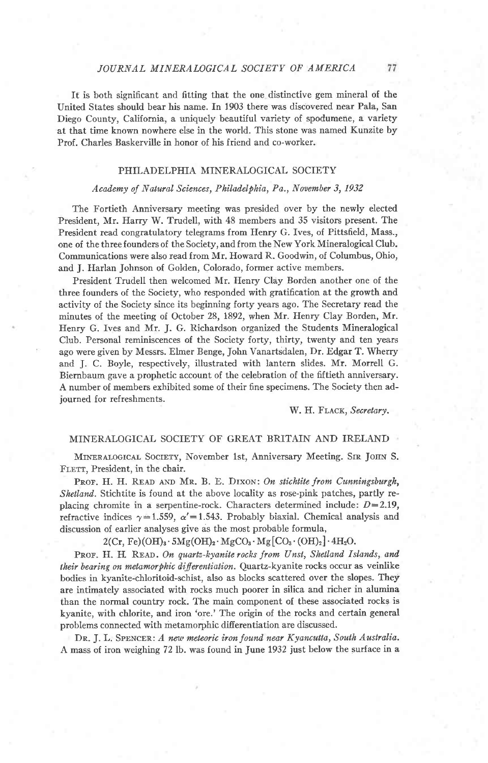It is both significant and fitting that the one distinctive gem mineral of the United States should bear his name. In 1903 there was discovered near Pala, San Diego County, California, a uniquely beautiful variety of spodumene, a variety at that time known nowhere else in the world. This stone was named Kunzite by Prof. Charles Baskerville in honor of his friend and co-worker.

## PHILADELPHIA MINERALOGICAL SOCIETY

*Academy of Natural Sciences, Philadelphia, Pa., November 3, 1932*

The Fortieth Anniversary meeting was presided over by the newly elected President, Mr. Harry W. Trudell, with 48 members and 35 visitors present. The President read congratulatory telegrams from Henry G. Ives, of Pittsfield, Mass., one of the three founders of the Society, and from the New York Mineralogical Club. Communications were also read from Mr. Howard R. Goodwin, of Columbus, Ohio, and J. Harlan Johnson of Golden, Colorado, former active members.

President Trudell then welcomed Mr. Henry Clay Borden another one of the three founders of the Society, who responded with gratification at the growth and activity of the Society since its beginning forty years ago. The Secretary read the minutes of the meeting of October 28, 1892, when Mr. Henry Clay Borden, Mr. Henry G. Ives and Mr. J. G. Richardson organized the Students Mineralogical Club. Personal reminiscences of the Society forty, thirty, twenty and ten years ago were given by Messrs. Elmer Benge, John Vanartsdalen, Dr. Edgar T. Wherry and J. C. Boyle, respectively, illustrated with lantern slides. Mr. Morrell G. Biernbaum gave a prophetic account of the celebration of the fiftieth anniversary. A number of members exhibited some of their fine specimens. The Society then adjourned for refreshments.

W. H. Flack, *Secretary.*

## MINERALOGICAL SOCIETY OF GREAT BRITAIN AND IRELAND

Mineralogical Society, November 1st, Anniversary Meeting. Sir John S. Flett, President, in the chair.

Prof. H. H. Read and Mr. B. E. Dixon: *On stichtite from Cunningsburgh, Shetland.* Stichtite is found at the above locality as rose-pink patches, partly replacing chromite in a serpentine-rock. Characters determined include: $D=2.19$, refractive indices $\gamma=1.559$, $\alpha'=1.543$. Probably biaxial. Chemical analysis and discussion of earlier analyses give as the most probable formula,

$$2(Cr, Fe)(OH)_3 \cdot 5Mg(OH)_2 \cdot MgCO_3 \cdot Mg[CO_3 \cdot (OH)_2] \cdot 4H_2O.$$

Prof. H. H. Read. *On quartz-kyanite rocks from Unst, Shetland Islands, and their bearing on metamorphic differentiation.* Quartz-kyanite rocks occur as veinlike bodies in kyanite-chloritoid-schist, also as blocks scattered over the slopes. They are intimately associated with rocks much poorer in silica and richer in alumina than the normal country rock. The main component of these associated rocks is kyanite, with chlorite, and iron 'ore.' The origin of the rocks and certain general problems connected with metamorphic differentiation are discussed.

Dr. J. L. Spencer: *A new meteoric iron found near Kyancutta, South Australia.* A mass of iron weighing 72 lb. was found in June 1932 just below the surface in a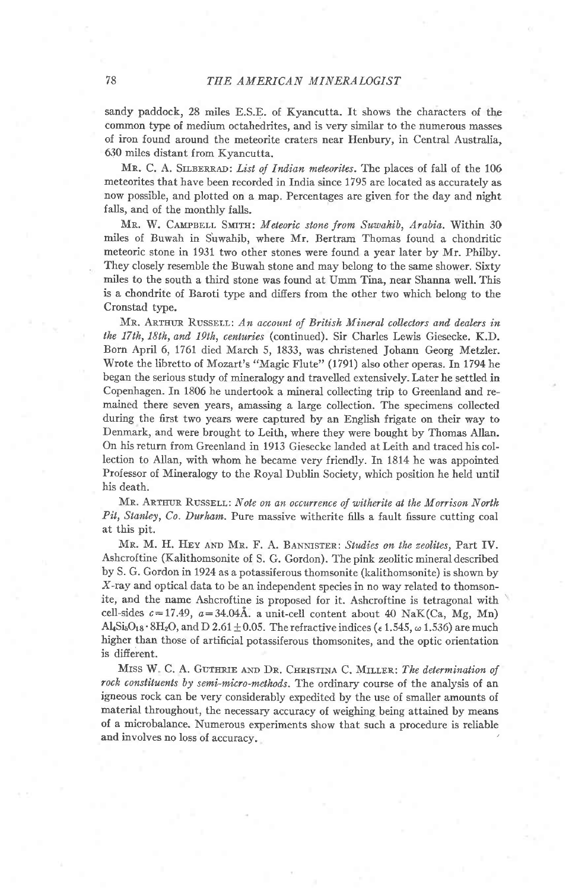sandy paddock, 28 miles E.S.E. of Kyancutta. It shows the characters of the common type of medium octahedrites, and is very similar to the numerous masses of iron found around the meteorite craters near Henbury, in Central Australia, 630 miles distant from Kyancutta.

MR. C. A. SILBERRAD: *List of Indian meteorites*. The places of fall of the 106 meteorites that have been recorded in India since 1795 are located as accurately as now possible, and plotted on a map. Percentages are given for the day and night falls, and of the monthly falls.

MR. W. CAMPBELL SMITH: *Meteoric stone from Suwahib, Arabia.* Within 30 miles of Buwah in Suwahib, where Mr. Bertram Thomas found a chondritic meteoric stone in 1931 two other stones were found a year later by Mr. Philby. They closely resemble the Buwah stone and may belong to the same shower. Sixty miles to the south a third stone was found at Umm Tina, near Shanna well. This is a chondrite of Baroti type and differs from the other two which belong to the Cronstad type.

MR. ARTHUR RUSSELL: *An account of British Mineral collectors and dealers in the 17th, 18th, and 19th, centuries* (continued). Sir Charles Lewis Giesecke. K.D. Born April 6, 1761 died March 5, 1833, was christened Johann Georg Metzler. Wrote the libretto of Mozart's "Magic Flute" (1791) also other operas. In 1794 he began the serious study of mineralogy and travelled extensively. Later he settled in Copenhagen. In 1806 he undertook a mineral collecting trip to Greenland and remained there seven years, amassing a large collection. The specimens collected during the first two years were captured by an English frigate on their way to Denmark, and were brought to Leith, where they were bought by Thomas Allan. On his return from Greenland in 1913 Giesecke landed at Leith and traced his collection to Allan, with whom he became very friendly. In 1814 he was appointed Professor of Mineralogy to the Royal Dublin Society, which position he held until his death.

MR. ARTHUR RUSSELL: *Note on an occurrence of witherite at the Morrison North Pit, Stanley, Co. Durham.* Pure massive witherite fills a fault fissure cutting coal at this pit.

MR. M. H. HEY AND MR. F. A. BANNISTER: *Studies on the zeolites*, Part IV. Ashcroftine (Kalithomsonite of S. G. Gordon). The pink zeolitic mineral described by S. G. Gordon in 1924 as a potassiferous thomsonite (kalithomsonite) is shown by $X$-ray and optical data to be an independent species in no way related to thomsonite, and the name Ashcroftine is proposed for it. Ashcroftine is tetragonal with cell-sides $c = 17.49$, $a = 34.04$Å. a unit-cell content about 40 NaK(Ca, Mg, Mn) $Al_4Si_5O_{18} \cdot 8H_2O$, and D $2.61 \pm 0.05$. The refractive indices ($\epsilon$ 1.545, $\omega$ 1.536) are much higher than those of artificial potassiferous thomsonites, and the optic orientation is different.

MISS W. C. A. GUTHRIE AND DR. CHRISTINA C. MILLER: *The determination of rock constituents by semi-micro-methods.* The ordinary course of the analysis of an igneous rock can be very considerably expedited by the use of smaller amounts of material throughout, the necessary accuracy of weighing being attained by means of a microbalance. Numerous experiments show that such a procedure is reliable and involves no loss of accuracy.